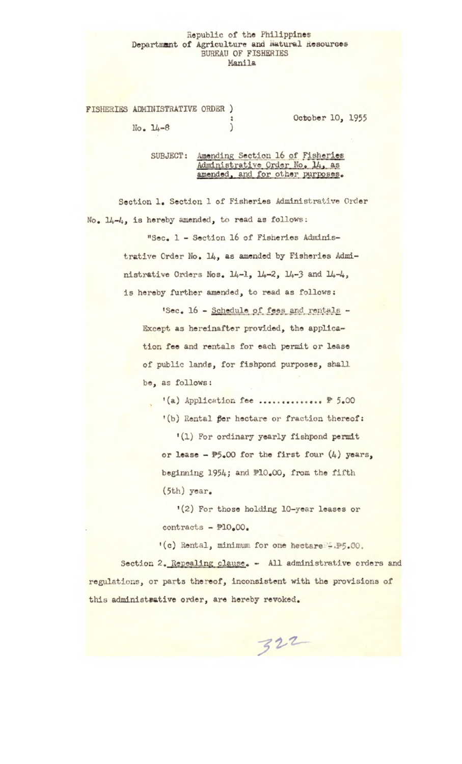Republic of the Philippines
Department of Agriculture and Natural Resources
BUREAU OF FISHERIES
Manila

FISHERIES ADMINISTRATIVE ORDER No. 14-8

October 10, 1955

SUBJECT: Amending Section 16 of Fisheries Administrative Order No. 14, as amended, and for other purposes.

Section 1. Section 1 of Fisheries Administrative Order No. 14-4, is hereby amended, to read as follows:

"Sec. 1 - Section 16 of Fisheries Administrative Order No. 14, as amended by Fisheries Administrative Orders Nos. 14-1, 14-2, 14-3 and 14-4, is hereby further amended, to read as follows:

'Sec. 16 - Schedule of fees and rentals - Except as hereinafter provided, the application fee and rentals for each permit or lease of public lands, for fishpond purposes, shall be, as follows:

'(a) Application fee .............. ₱ 5.00

'(b) Rental per hectare or fraction thereof:

'(1) For ordinary yearly fishpond permit or lease - ₱5.00 for the first four (4) years, beginning 1954; and ₱10.00, from the fifth (5th) year.

'(2) For those holding 10-year leases or contracts - ₱10.00.

'(c) Rental, minimum for one hectare - ₱5.00.

Section 2. Repealing clause. - All administrative orders and regulations, or parts thereof, inconsistent with the provisions of this administrative order, are hereby revoked.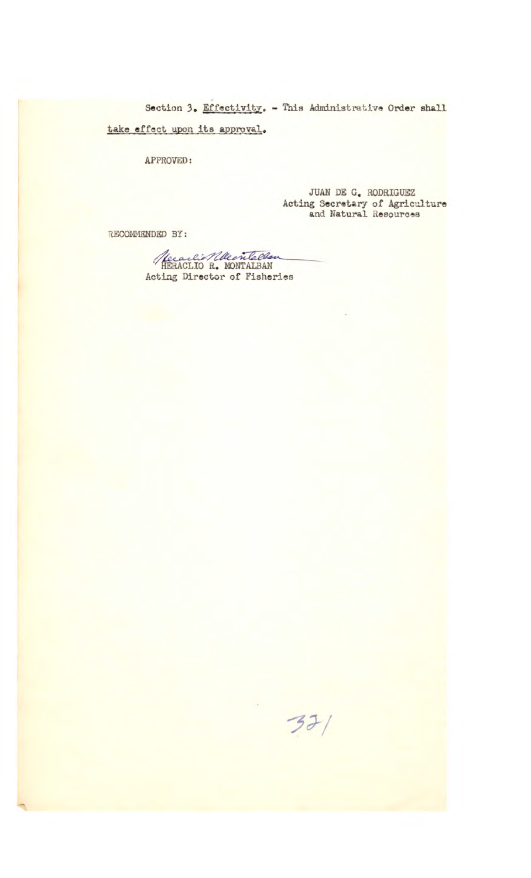Section 3. Effectivity. - This Administrative Order shall take effect upon its approval.

APPROVED:

JUAN DE G. RODRIGUEZ
Acting Secretary of Agriculture
and Natural Resources

RECOMMENDED BY:

HERACLIO R. MONTALBAN
Acting Director of Fisheries

321